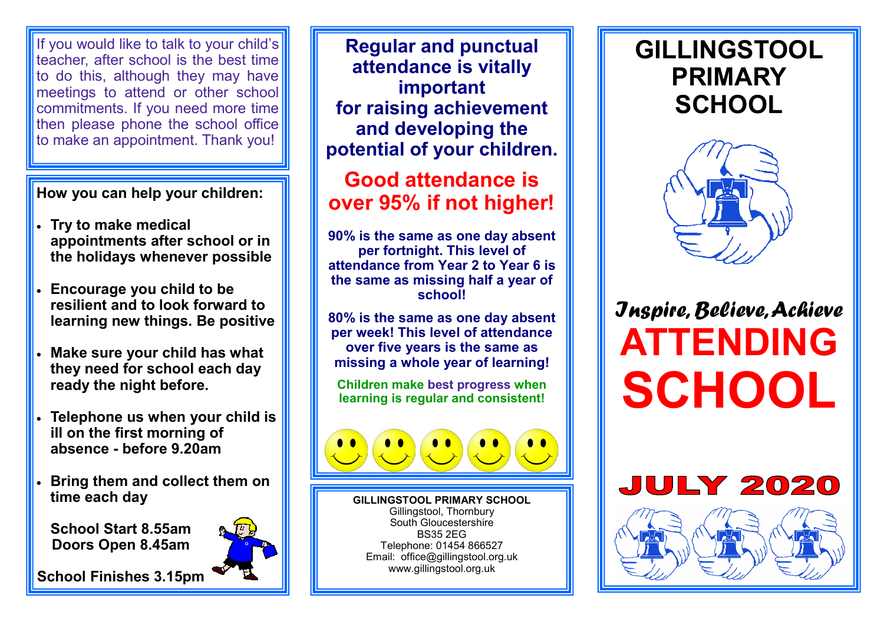If you would like to talk to your child's teacher, after school is the best time to do this, although they may have meetings to attend or other school commitments. If you need more time then please phone the school office to make an appointment. Thank you!

**How you can help your children:**

- **Try to make medical appointments after school or in the holidays whenever possible**
- **Encourage you child to be resilient and to look forward to learning new things. Be positive**
- **Make sure your child has what they need for school each day ready the night before.**
- **Telephone us when your child is ill on the first morning of absence - before 9.20am**
- **Bring them and collect them on time each day**

**School Start 8.55am**
**Doors Open 8.45am**

**School Finishes 3.15pm**

## Regular and punctual attendance is vitally important for raising achievement and developing the potential of your children.

## Good attendance is over 95% if not higher!

**90% is the same as one day absent per fortnight. This level of attendance from Year 2 to Year 6 is the same as missing half a year of school!**

**80% is the same as one day absent per week! This level of attendance over five years is the same as missing a whole year of learning!**

**Children make best progress when learning is regular and consistent!**

**GILLINGSTOOL PRIMARY SCHOOL**
Gillingstool, Thornbury
South Gloucestershire
BS35 2EG
Telephone: 01454 866527
Email: office@gillingstool.org.uk
www.gillingstool.org.uk

# GILLINGSTOOL PRIMARY SCHOOL

*Inspire, Believe, Achieve*

# ATTENDING SCHOOL

## JULY 2020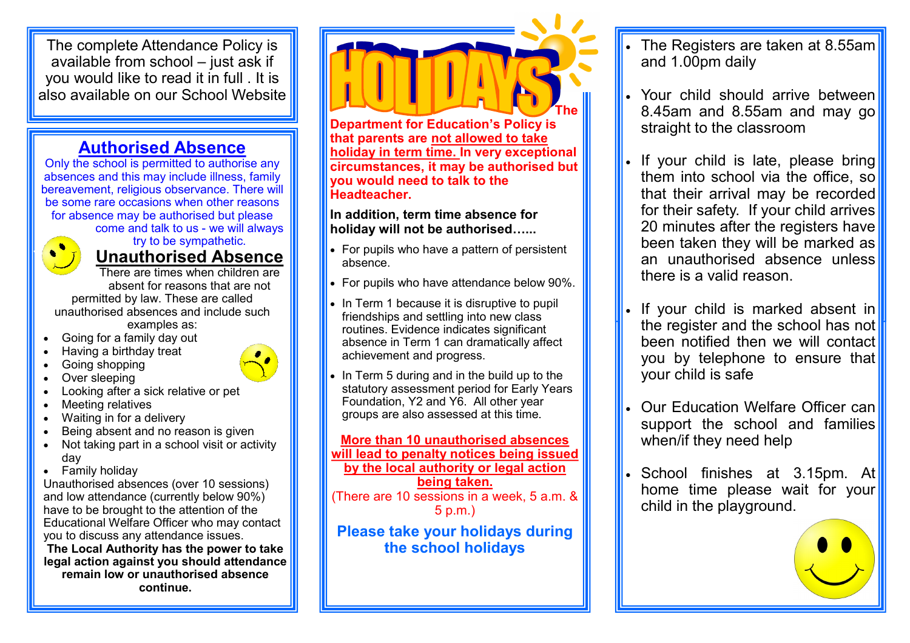The complete Attendance Policy is available from school – just ask if you would like to read it in full . It is also available on our School Website

## Authorised Absence

Only the school is permitted to authorise any absences and this may include illness, family bereavement, religious observance. There will be some rare occasions when other reasons for absence may be authorised but please come and talk to us - we will always try to be sympathetic.

## Unauthorised Absence

There are times when children are absent for reasons that are not permitted by law. These are called unauthorised absences and include such examples as:

- Going for a family day out
- Having a birthday treat
- Going shopping
- Over sleeping
- Looking after a sick relative or pet
- Meeting relatives
- Waiting in for a delivery
- Being absent and no reason is given
- Not taking part in a school visit or activity day
- Family holiday

Unauthorised absences (over 10 sessions) and low attendance (currently below 90%) have to be brought to the attention of the Educational Welfare Officer who may contact you to discuss any attendance issues.

**The Local Authority has the power to take legal action against you should attendance remain low or unauthorised absence continue.**

# HOLIDAYS

**The Department for Education's Policy is that parents are not allowed to take holiday in term time. In very exceptional circumstances, it may be authorised but you would need to talk to the Headteacher.**

**In addition, term time absence for holiday will not be authorised……**

- For pupils who have a pattern of persistent absence.
- For pupils who have attendance below 90%.
- In Term 1 because it is disruptive to pupil friendships and settling into new class routines. Evidence indicates significant absence in Term 1 can dramatically affect achievement and progress.
- In Term 5 during and in the build up to the statutory assessment period for Early Years Foundation, Y2 and Y6. All other year groups are also assessed at this time.

**More than 10 unauthorised absences will lead to penalty notices being issued by the local authority or legal action being taken.**

(There are 10 sessions in a week, 5 a.m. & 5 p.m.)

**Please take your holidays during the school holidays**

- The Registers are taken at 8.55am and 1.00pm daily
- Your child should arrive between 8.45am and 8.55am and may go straight to the classroom
- If your child is late, please bring them into school via the office, so that their arrival may be recorded for their safety. If your child arrives 20 minutes after the registers have been taken they will be marked as an unauthorised absence unless there is a valid reason.
- If your child is marked absent in the register and the school has not been notified then we will contact you by telephone to ensure that your child is safe
- Our Education Welfare Officer can support the school and families when/if they need help
- School finishes at 3.15pm. At home time please wait for your child in the playground.